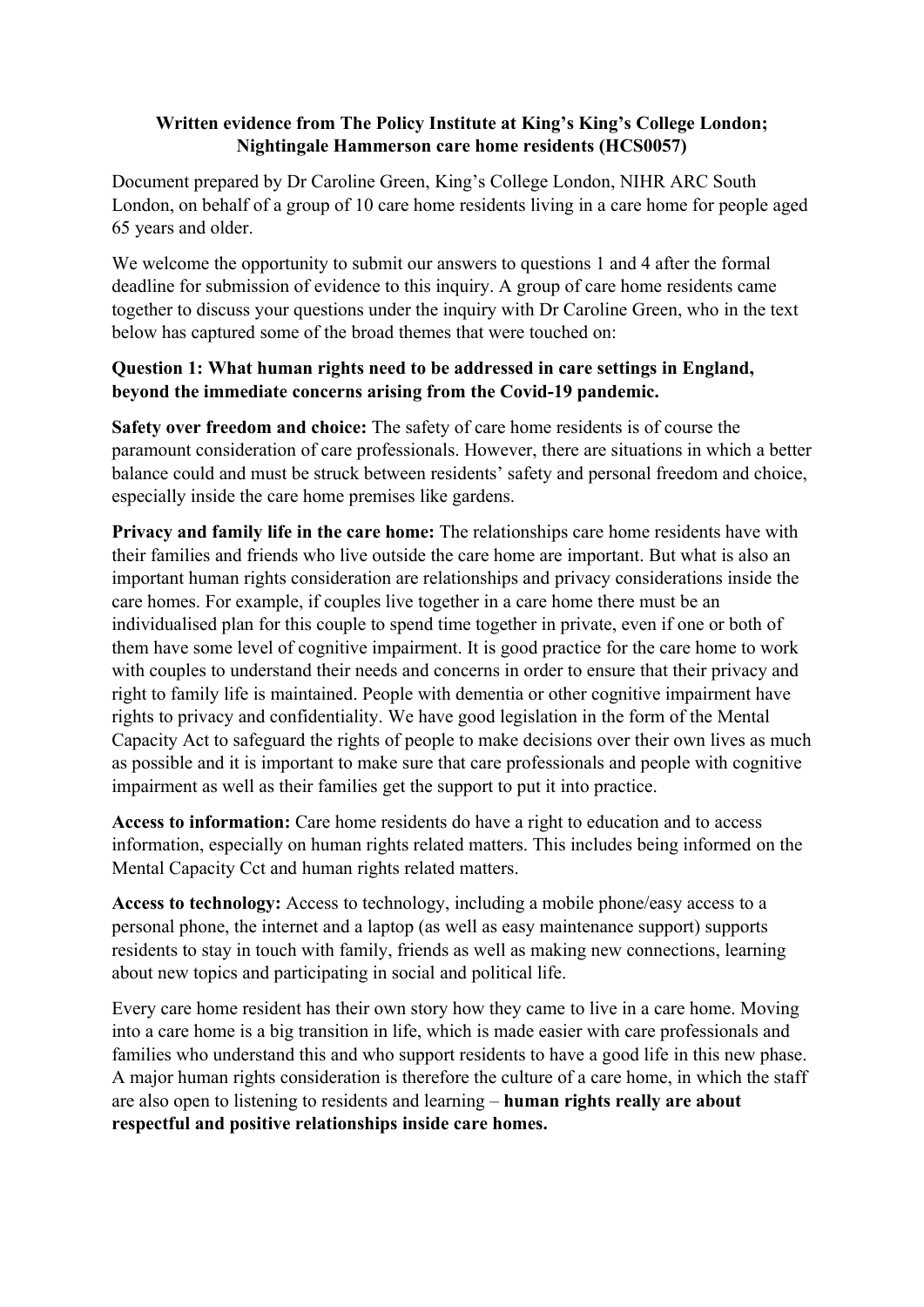**Written evidence from The Policy Institute at King's King's College London; Nightingale Hammerson care home residents (HCS0057)**

Document prepared by Dr Caroline Green, King's College London, NIHR ARC South London, on behalf of a group of 10 care home residents living in a care home for people aged 65 years and older.

We welcome the opportunity to submit our answers to questions 1 and 4 after the formal deadline for submission of evidence to this inquiry. A group of care home residents came together to discuss your questions under the inquiry with Dr Caroline Green, who in the text below has captured some of the broad themes that were touched on:

**Question 1: What human rights need to be addressed in care settings in England, beyond the immediate concerns arising from the Covid-19 pandemic.**

**Safety over freedom and choice:** The safety of care home residents is of course the paramount consideration of care professionals. However, there are situations in which a better balance could and must be struck between residents' safety and personal freedom and choice, especially inside the care home premises like gardens.

**Privacy and family life in the care home:** The relationships care home residents have with their families and friends who live outside the care home are important. But what is also an important human rights consideration are relationships and privacy considerations inside the care homes. For example, if couples live together in a care home there must be an individualised plan for this couple to spend time together in private, even if one or both of them have some level of cognitive impairment. It is good practice for the care home to work with couples to understand their needs and concerns in order to ensure that their privacy and right to family life is maintained. People with dementia or other cognitive impairment have rights to privacy and confidentiality. We have good legislation in the form of the Mental Capacity Act to safeguard the rights of people to make decisions over their own lives as much as possible and it is important to make sure that care professionals and people with cognitive impairment as well as their families get the support to put it into practice.

**Access to information:** Care home residents do have a right to education and to access information, especially on human rights related matters. This includes being informed on the Mental Capacity Cct and human rights related matters.

**Access to technology:** Access to technology, including a mobile phone/easy access to a personal phone, the internet and a laptop (as well as easy maintenance support) supports residents to stay in touch with family, friends as well as making new connections, learning about new topics and participating in social and political life.

Every care home resident has their own story how they came to live in a care home. Moving into a care home is a big transition in life, which is made easier with care professionals and families who understand this and who support residents to have a good life in this new phase. A major human rights consideration is therefore the culture of a care home, in which the staff are also open to listening to residents and learning – **human rights really are about respectful and positive relationships inside care homes.**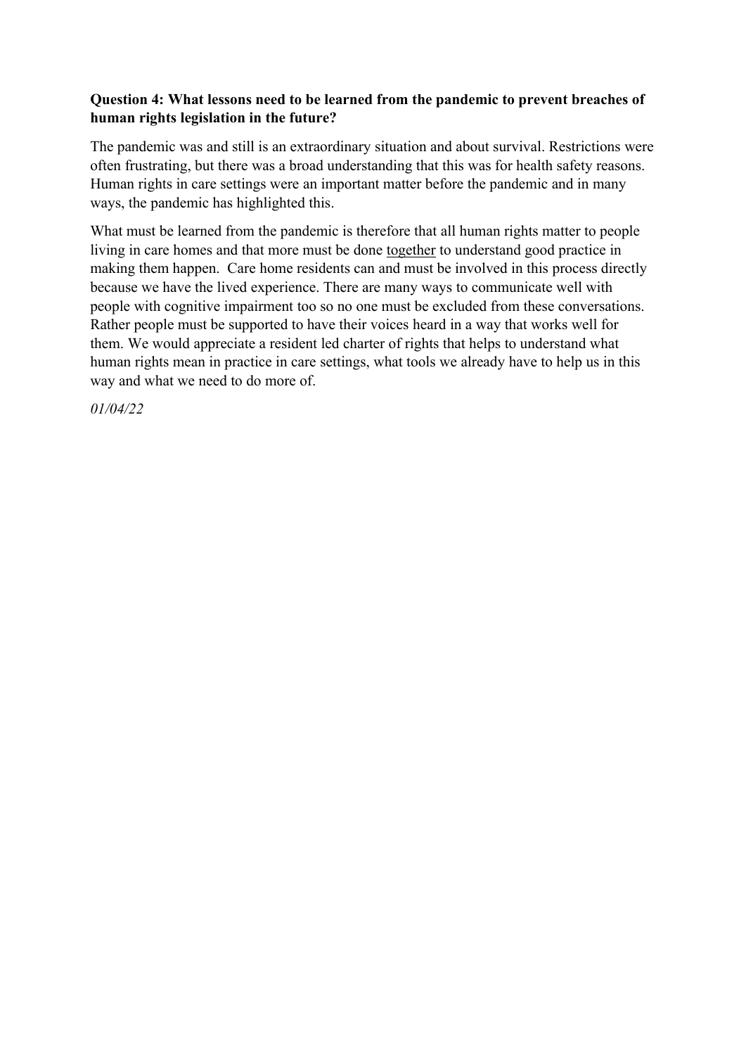**Question 4: What lessons need to be learned from the pandemic to prevent breaches of human rights legislation in the future?**

The pandemic was and still is an extraordinary situation and about survival. Restrictions were often frustrating, but there was a broad understanding that this was for health safety reasons. Human rights in care settings were an important matter before the pandemic and in many ways, the pandemic has highlighted this.

What must be learned from the pandemic is therefore that all human rights matter to people living in care homes and that more must be done <u>together</u> to understand good practice in making them happen. Care home residents can and must be involved in this process directly because we have the lived experience. There are many ways to communicate well with people with cognitive impairment too so no one must be excluded from these conversations. Rather people must be supported to have their voices heard in a way that works well for them. We would appreciate a resident led charter of rights that helps to understand what human rights mean in practice in care settings, what tools we already have to help us in this way and what we need to do more of.

*01/04/22*